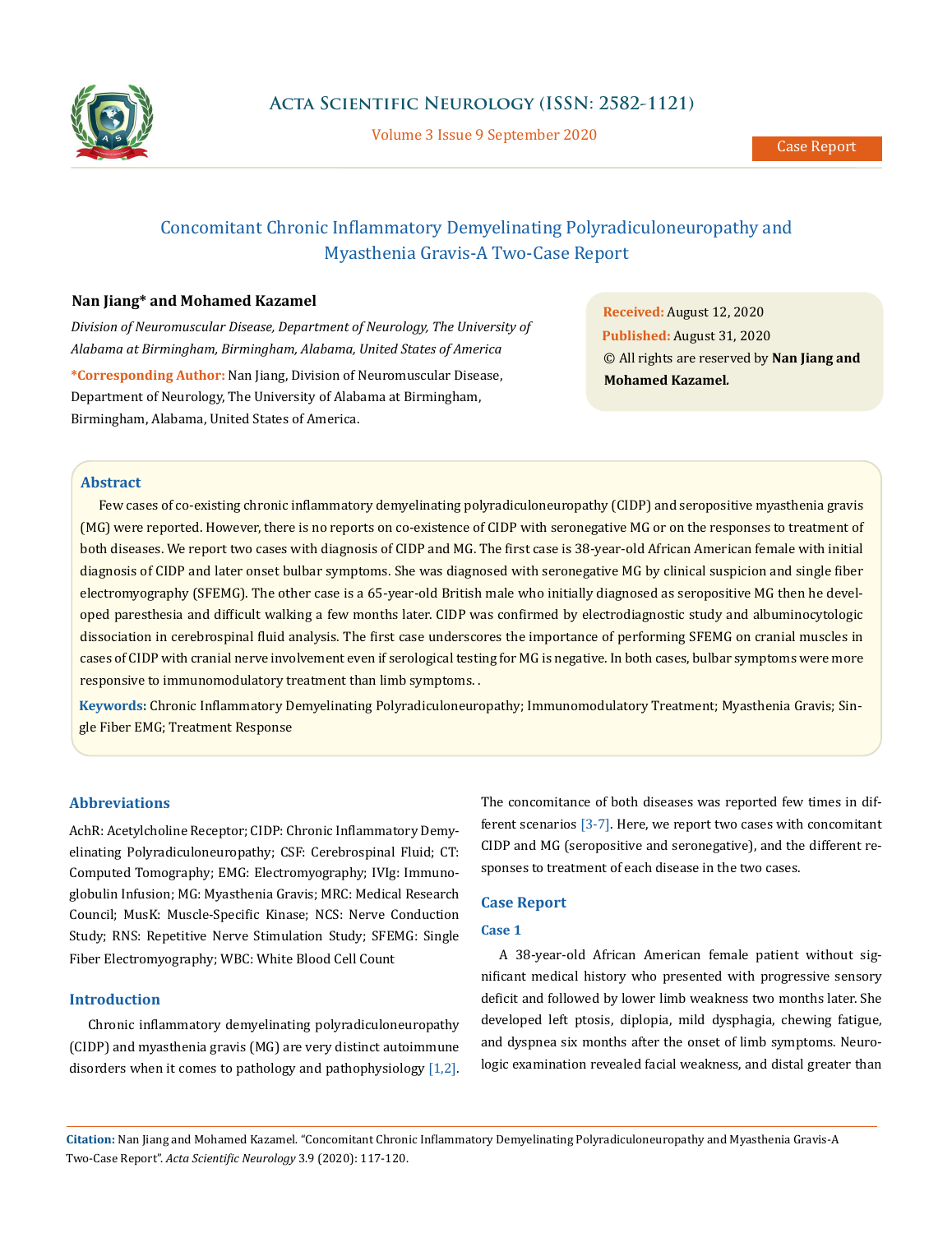# Concomitant Chronic Inflammatory Demyelinating Polyradiculoneuropathy and Myasthenia Gravis-A Two-Case Report

**Nan Jiang* and Mohamed Kazamel**

*Division of Neuromuscular Disease, Department of Neurology, The University of Alabama at Birmingham, Birmingham, Alabama, United States of America*

***Corresponding Author:** Nan Jiang, Division of Neuromuscular Disease, Department of Neurology, The University of Alabama at Birmingham, Birmingham, Alabama, United States of America.

**Received:** August 12, 2020
**Published:** August 31, 2020
© All rights are reserved by **Nan Jiang and Mohamed Kazamel.**

## Abstract

Few cases of co-existing chronic inflammatory demyelinating polyradiculoneuropathy (CIDP) and seropositive myasthenia gravis (MG) were reported. However, there is no reports on co-existence of CIDP with seronegative MG or on the responses to treatment of both diseases. We report two cases with diagnosis of CIDP and MG. The first case is 38-year-old African American female with initial diagnosis of CIDP and later onset bulbar symptoms. She was diagnosed with seronegative MG by clinical suspicion and single fiber electromyography (SFEMG). The other case is a 65-year-old British male who initially diagnosed as seropositive MG then he developed paresthesia and difficult walking a few months later. CIDP was confirmed by electrodiagnostic study and albuminocytologic dissociation in cerebrospinal fluid analysis. The first case underscores the importance of performing SFEMG on cranial muscles in cases of CIDP with cranial nerve involvement even if serological testing for MG is negative. In both cases, bulbar symptoms were more responsive to immunomodulatory treatment than limb symptoms. .

**Keywords:** Chronic Inflammatory Demyelinating Polyradiculoneuropathy; Immunomodulatory Treatment; Myasthenia Gravis; Single Fiber EMG; Treatment Response

## Abbreviations

AchR: Acetylcholine Receptor; CIDP: Chronic Inflammatory Demyelinating Polyradiculoneuropathy; CSF: Cerebrospinal Fluid; CT: Computed Tomography; EMG: Electromyography; IVIg: Immunoglobulin Infusion; MG: Myasthenia Gravis; MRC: Medical Research Council; MusK: Muscle-Specific Kinase; NCS: Nerve Conduction Study; RNS: Repetitive Nerve Stimulation Study; SFEMG: Single Fiber Electromyography; WBC: White Blood Cell Count

## Introduction

Chronic inflammatory demyelinating polyradiculoneuropathy (CIDP) and myasthenia gravis (MG) are very distinct autoimmune disorders when it comes to pathology and pathophysiology [1,2]. The concomitance of both diseases was reported few times in different scenarios [3-7]. Here, we report two cases with concomitant CIDP and MG (seropositive and seronegative), and the different responses to treatment of each disease in the two cases.

## Case Report

### Case 1

A 38-year-old African American female patient without significant medical history who presented with progressive sensory deficit and followed by lower limb weakness two months later. She developed left ptosis, diplopia, mild dysphagia, chewing fatigue, and dyspnea six months after the onset of limb symptoms. Neurologic examination revealed facial weakness, and distal greater than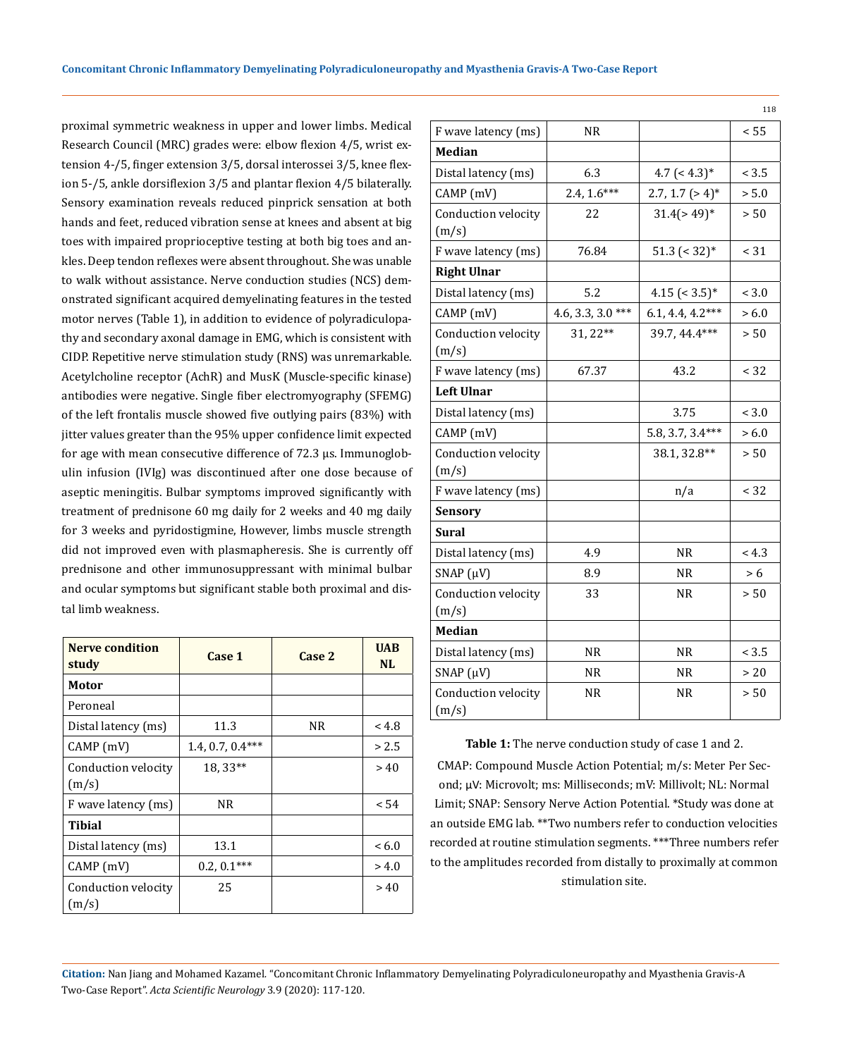proximal symmetric weakness in upper and lower limbs. Medical Research Council (MRC) grades were: elbow flexion 4/5, wrist extension 4-/5, finger extension 3/5, dorsal interossei 3/5, knee flexion 5-/5, ankle dorsiflexion 3/5 and plantar flexion 4/5 bilaterally. Sensory examination reveals reduced pinprick sensation at both hands and feet, reduced vibration sense at knees and absent at big toes with impaired proprioceptive testing at both big toes and ankles. Deep tendon reflexes were absent throughout. She was unable to walk without assistance. Nerve conduction studies (NCS) demonstrated significant acquired demyelinating features in the tested motor nerves (Table 1), in addition to evidence of polyradiculopathy and secondary axonal damage in EMG, which is consistent with CIDP. Repetitive nerve stimulation study (RNS) was unremarkable. Acetylcholine receptor (AchR) and MusK (Muscle-specific kinase) antibodies were negative. Single fiber electromyography (SFEMG) of the left frontalis muscle showed five outlying pairs (83%) with jitter values greater than the 95% upper confidence limit expected for age with mean consecutive difference of 72.3 µs. Immunoglobulin infusion (IVIg) was discontinued after one dose because of aseptic meningitis. Bulbar symptoms improved significantly with treatment of prednisone 60 mg daily for 2 weeks and 40 mg daily for 3 weeks and pyridostigmine, However, limbs muscle strength did not improved even with plasmapheresis. She is currently off prednisone and other immunosuppressant with minimal bulbar and ocular symptoms but significant stable both proximal and distal limb weakness.

| Nerve condition study | Case 1 | Case 2 | UAB NL |
|---|---|---|---|
| **Motor** | | | |
| Peroneal | | | |
| Distal latency (ms) | 11.3 | NR | < 4.8 |
| CAMP (mV) | 1.4, 0.7, 0.4*** | | > 2.5 |
| Conduction velocity (m/s) | 18, 33** | | > 40 |
| F wave latency (ms) | NR | | < 54 |
| **Tibial** | | | |
| Distal latency (ms) | 13.1 | | < 6.0 |
| CAMP (mV) | 0.2, 0.1*** | | > 4.0 |
| Conduction velocity (m/s) | 25 | | > 40 |
| F wave latency (ms) | NR | | < 55 |
| **Median** | | | |
| Distal latency (ms) | 6.3 | 4.7 (< 4.3)* | < 3.5 |
| CAMP (mV) | 2.4, 1.6*** | 2.7, 1.7 (> 4)* | > 5.0 |
| Conduction velocity (m/s) | 22 | 31.4(> 49)* | > 50 |
| F wave latency (ms) | 76.84 | 51.3 (< 32)* | < 31 |
| **Right Ulnar** | | | |
| Distal latency (ms) | 5.2 | 4.15 (< 3.5)* | < 3.0 |
| CAMP (mV) | 4.6, 3.3, 3.0 *** | 6.1, 4.4, 4.2*** | > 6.0 |
| Conduction velocity (m/s) | 31, 22** | 39.7, 44.4*** | > 50 |
| F wave latency (ms) | 67.37 | 43.2 | < 32 |
| **Left Ulnar** | | | |
| Distal latency (ms) | | 3.75 | < 3.0 |
| CAMP (mV) | | 5.8, 3.7, 3.4*** | > 6.0 |
| Conduction velocity (m/s) | | 38.1, 32.8** | > 50 |
| F wave latency (ms) | | n/a | < 32 |
| **Sensory** | | | |
| **Sural** | | | |
| Distal latency (ms) | 4.9 | NR | < 4.3 |
| SNAP (µV) | 8.9 | NR | > 6 |
| Conduction velocity (m/s) | 33 | NR | > 50 |
| **Median** | | | |
| Distal latency (ms) | NR | NR | < 3.5 |
| SNAP (µV) | NR | NR | > 20 |
| Conduction velocity (m/s) | NR | NR | > 50 |

**Table 1:** The nerve conduction study of case 1 and 2.

CMAP: Compound Muscle Action Potential; m/s: Meter Per Second; µV: Microvolt; ms: Milliseconds; mV: Millivolt; NL: Normal Limit; SNAP: Sensory Nerve Action Potential. *Study was done at an outside EMG lab. **Two numbers refer to conduction velocities recorded at routine stimulation segments. ***Three numbers refer to the amplitudes recorded from distally to proximally at common stimulation site.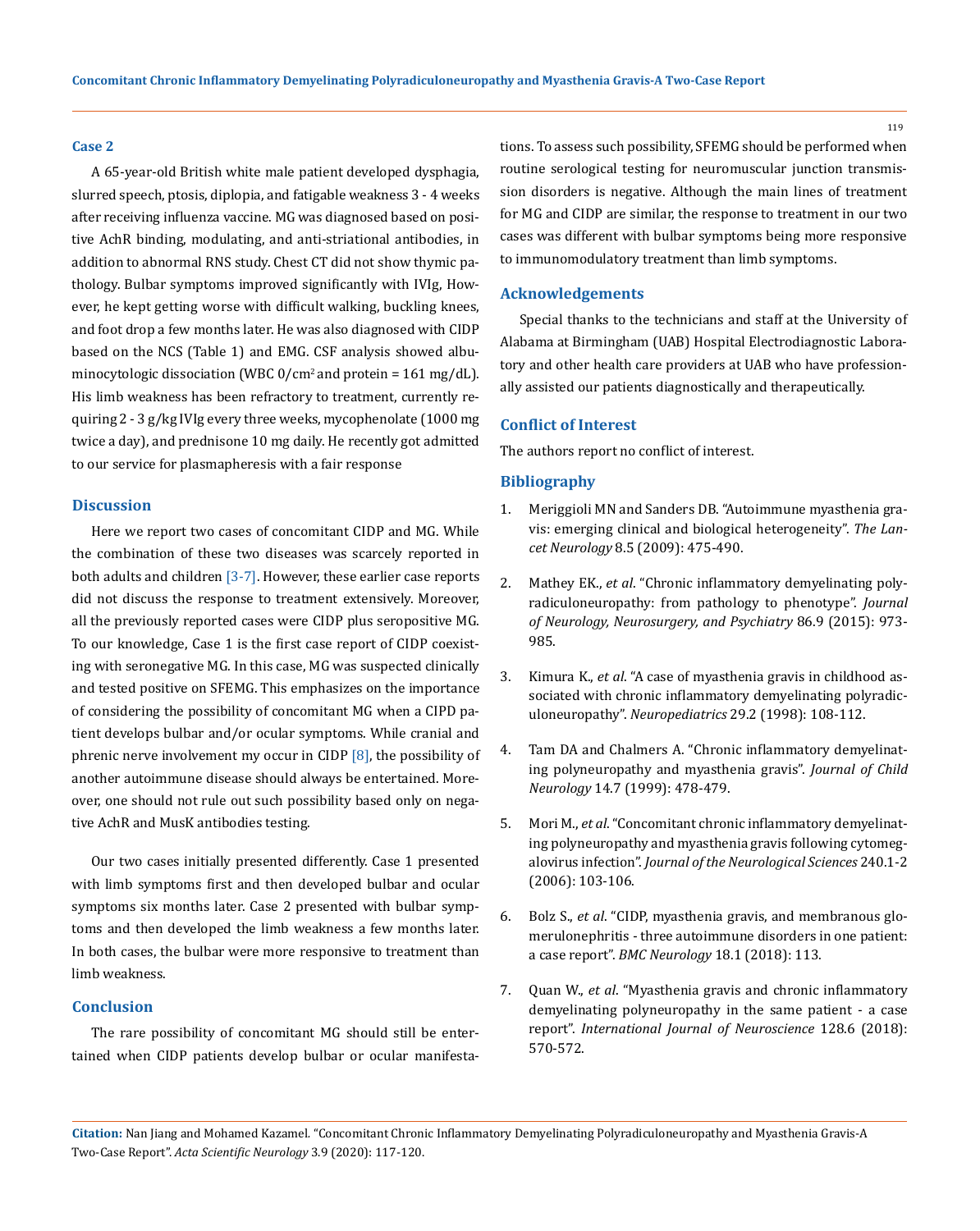### Case 2

A 65-year-old British white male patient developed dysphagia, slurred speech, ptosis, diplopia, and fatigable weakness 3 - 4 weeks after receiving influenza vaccine. MG was diagnosed based on positive AchR binding, modulating, and anti-striational antibodies, in addition to abnormal RNS study. Chest CT did not show thymic pathology. Bulbar symptoms improved significantly with IVIg, However, he kept getting worse with difficult walking, buckling knees, and foot drop a few months later. He was also diagnosed with CIDP based on the NCS (Table 1) and EMG. CSF analysis showed albuminocytologic dissociation (WBC 0/cm$^2$ and protein = 161 mg/dL). His limb weakness has been refractory to treatment, currently requiring 2 - 3 g/kg IVIg every three weeks, mycophenolate (1000 mg twice a day), and prednisone 10 mg daily. He recently got admitted to our service for plasmapheresis with a fair response

## Discussion

Here we report two cases of concomitant CIDP and MG. While the combination of these two diseases was scarcely reported in both adults and children [3-7]. However, these earlier case reports did not discuss the response to treatment extensively. Moreover, all the previously reported cases were CIDP plus seropositive MG. To our knowledge, Case 1 is the first case report of CIDP coexisting with seronegative MG. In this case, MG was suspected clinically and tested positive on SFEMG. This emphasizes on the importance of considering the possibility of concomitant MG when a CIPD patient develops bulbar and/or ocular symptoms. While cranial and phrenic nerve involvement my occur in CIDP [8], the possibility of another autoimmune disease should always be entertained. Moreover, one should not rule out such possibility based only on negative AchR and MusK antibodies testing.

Our two cases initially presented differently. Case 1 presented with limb symptoms first and then developed bulbar and ocular symptoms six months later. Case 2 presented with bulbar symptoms and then developed the limb weakness a few months later. In both cases, the bulbar were more responsive to treatment than limb weakness.

## Conclusion

The rare possibility of concomitant MG should still be entertained when CIDP patients develop bulbar or ocular manifestations. To assess such possibility, SFEMG should be performed when routine serological testing for neuromuscular junction transmission disorders is negative. Although the main lines of treatment for MG and CIDP are similar, the response to treatment in our two cases was different with bulbar symptoms being more responsive to immunomodulatory treatment than limb symptoms.

## Acknowledgements

Special thanks to the technicians and staff at the University of Alabama at Birmingham (UAB) Hospital Electrodiagnostic Laboratory and other health care providers at UAB who have professionally assisted our patients diagnostically and therapeutically.

## Conflict of Interest

The authors report no conflict of interest.

## Bibliography

1. Meriggioli MN and Sanders DB. "Autoimmune myasthenia gravis: emerging clinical and biological heterogeneity". *The Lancet Neurology* 8.5 (2009): 475-490.
2. Mathey EK., *et al*. "Chronic inflammatory demyelinating polyradiculoneuropathy: from pathology to phenotype". *Journal of Neurology, Neurosurgery, and Psychiatry* 86.9 (2015): 973-985.
3. Kimura K., *et al*. "A case of myasthenia gravis in childhood associated with chronic inflammatory demyelinating polyradiculoneuropathy". *Neuropediatrics* 29.2 (1998): 108-112.
4. Tam DA and Chalmers A. "Chronic inflammatory demyelinating polyneuropathy and myasthenia gravis". *Journal of Child Neurology* 14.7 (1999): 478-479.
5. Mori M., *et al*. "Concomitant chronic inflammatory demyelinating polyneuropathy and myasthenia gravis following cytomegalovirus infection". *Journal of the Neurological Sciences* 240.1-2 (2006): 103-106.
6. Bolz S., *et al*. "CIDP, myasthenia gravis, and membranous glomerulonephritis - three autoimmune disorders in one patient: a case report". *BMC Neurology* 18.1 (2018): 113.
7. Quan W., *et al*. "Myasthenia gravis and chronic inflammatory demyelinating polyneuropathy in the same patient - a case report". *International Journal of Neuroscience* 128.6 (2018): 570-572.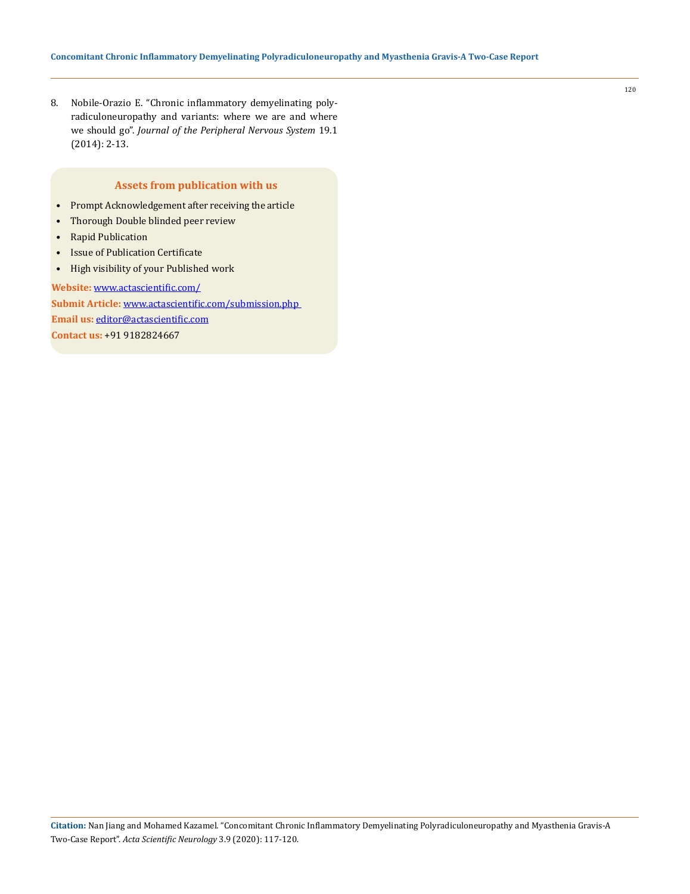8. Nobile-Orazio E. “Chronic inflammatory demyelinating polyradiculoneuropathy and variants: where we are and where we should go”. *Journal of the Peripheral Nervous System* 19.1 (2014): 2-13.

### Assets from publication with us

- Prompt Acknowledgement after receiving the article
- Thorough Double blinded peer review
- Rapid Publication
- Issue of Publication Certificate
- High visibility of your Published work

**Website:** www.actascientific.com/

**Submit Article:** www.actascientific.com/submission.php

**Email us:** editor@actascientific.com

**Contact us:** +91 9182824667